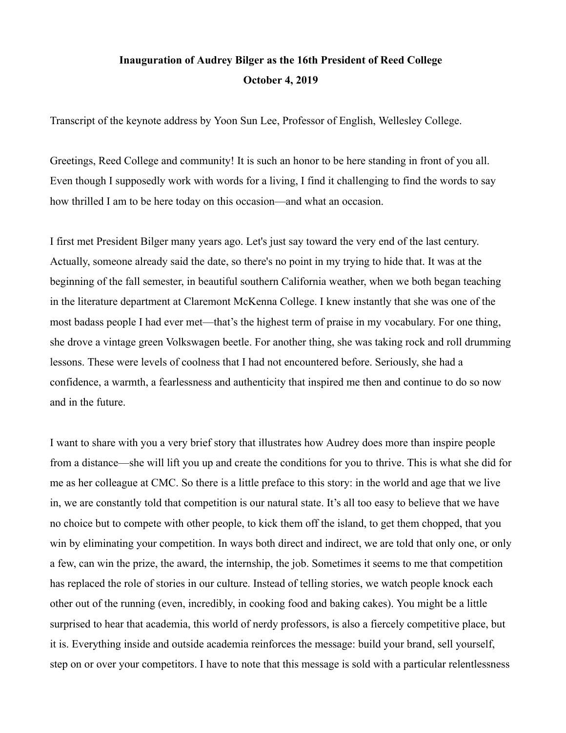**Inauguration of Audrey Bilger as the 16th President of Reed College**

**October 4, 2019**

Transcript of the keynote address by Yoon Sun Lee, Professor of English, Wellesley College.

Greetings, Reed College and community! It is such an honor to be here standing in front of you all. Even though I supposedly work with words for a living, I find it challenging to find the words to say how thrilled I am to be here today on this occasion—and what an occasion.

I first met President Bilger many years ago. Let's just say toward the very end of the last century. Actually, someone already said the date, so there's no point in my trying to hide that. It was at the beginning of the fall semester, in beautiful southern California weather, when we both began teaching in the literature department at Claremont McKenna College. I knew instantly that she was one of the most badass people I had ever met—that's the highest term of praise in my vocabulary. For one thing, she drove a vintage green Volkswagen beetle. For another thing, she was taking rock and roll drumming lessons. These were levels of coolness that I had not encountered before. Seriously, she had a confidence, a warmth, a fearlessness and authenticity that inspired me then and continue to do so now and in the future.

I want to share with you a very brief story that illustrates how Audrey does more than inspire people from a distance—she will lift you up and create the conditions for you to thrive. This is what she did for me as her colleague at CMC. So there is a little preface to this story: in the world and age that we live in, we are constantly told that competition is our natural state. It's all too easy to believe that we have no choice but to compete with other people, to kick them off the island, to get them chopped, that you win by eliminating your competition. In ways both direct and indirect, we are told that only one, or only a few, can win the prize, the award, the internship, the job. Sometimes it seems to me that competition has replaced the role of stories in our culture. Instead of telling stories, we watch people knock each other out of the running (even, incredibly, in cooking food and baking cakes). You might be a little surprised to hear that academia, this world of nerdy professors, is also a fiercely competitive place, but it is. Everything inside and outside academia reinforces the message: build your brand, sell yourself, step on or over your competitors. I have to note that this message is sold with a particular relentlessness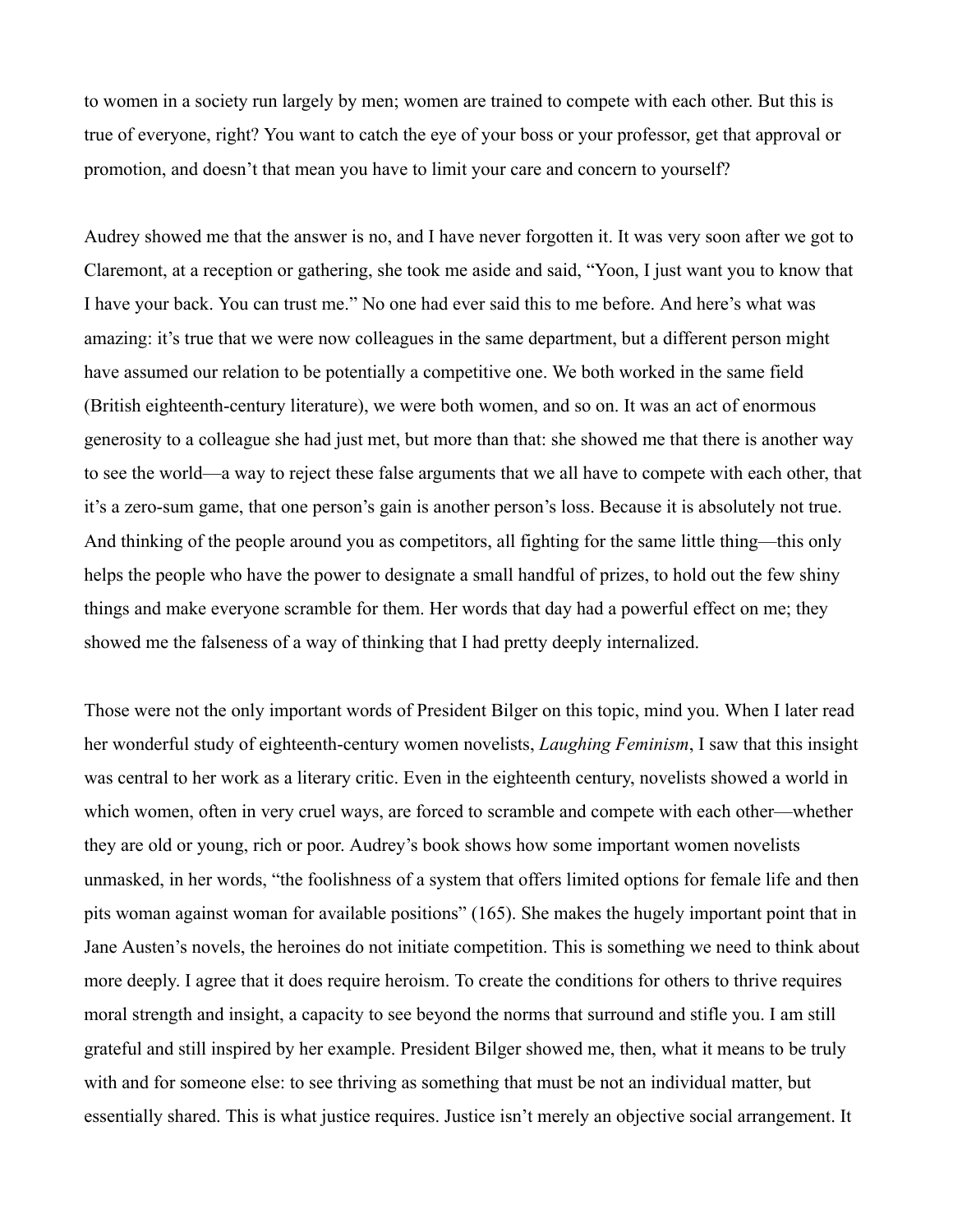to women in a society run largely by men; women are trained to compete with each other. But this is true of everyone, right? You want to catch the eye of your boss or your professor, get that approval or promotion, and doesn't that mean you have to limit your care and concern to yourself?

Audrey showed me that the answer is no, and I have never forgotten it. It was very soon after we got to Claremont, at a reception or gathering, she took me aside and said, "Yoon, I just want you to know that I have your back. You can trust me." No one had ever said this to me before. And here's what was amazing: it's true that we were now colleagues in the same department, but a different person might have assumed our relation to be potentially a competitive one. We both worked in the same field (British eighteenth-century literature), we were both women, and so on. It was an act of enormous generosity to a colleague she had just met, but more than that: she showed me that there is another way to see the world—a way to reject these false arguments that we all have to compete with each other, that it's a zero-sum game, that one person's gain is another person's loss. Because it is absolutely not true. And thinking of the people around you as competitors, all fighting for the same little thing—this only helps the people who have the power to designate a small handful of prizes, to hold out the few shiny things and make everyone scramble for them. Her words that day had a powerful effect on me; they showed me the falseness of a way of thinking that I had pretty deeply internalized.

Those were not the only important words of President Bilger on this topic, mind you. When I later read her wonderful study of eighteenth-century women novelists, *Laughing Feminism*, I saw that this insight was central to her work as a literary critic. Even in the eighteenth century, novelists showed a world in which women, often in very cruel ways, are forced to scramble and compete with each other—whether they are old or young, rich or poor. Audrey's book shows how some important women novelists unmasked, in her words, "the foolishness of a system that offers limited options for female life and then pits woman against woman for available positions" (165). She makes the hugely important point that in Jane Austen's novels, the heroines do not initiate competition. This is something we need to think about more deeply. I agree that it does require heroism. To create the conditions for others to thrive requires moral strength and insight, a capacity to see beyond the norms that surround and stifle you. I am still grateful and still inspired by her example. President Bilger showed me, then, what it means to be truly with and for someone else: to see thriving as something that must be not an individual matter, but essentially shared. This is what justice requires. Justice isn't merely an objective social arrangement. It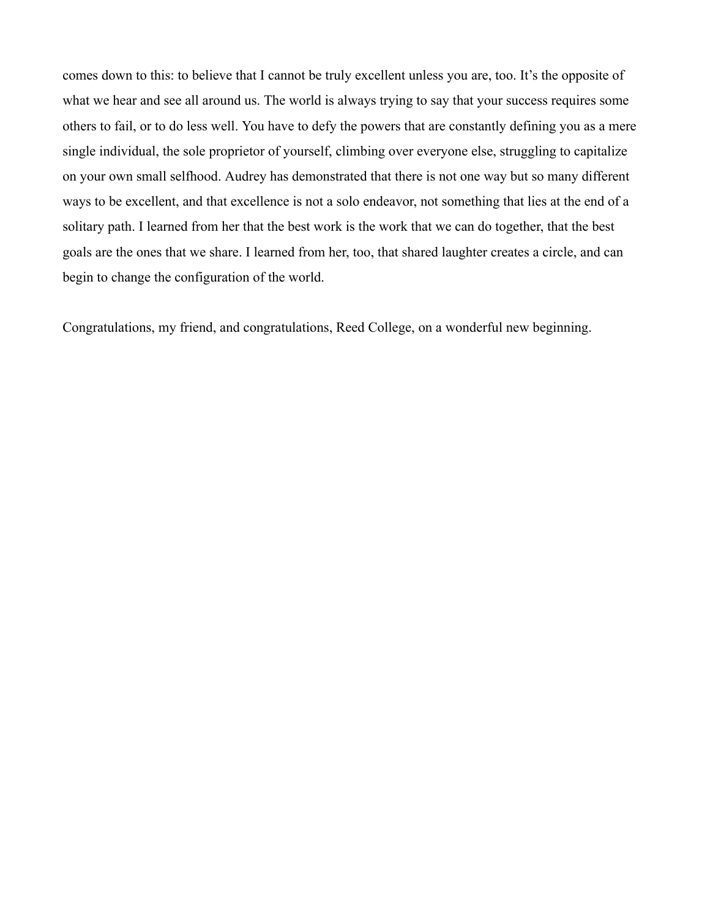comes down to this: to believe that I cannot be truly excellent unless you are, too. It's the opposite of what we hear and see all around us. The world is always trying to say that your success requires some others to fail, or to do less well. You have to defy the powers that are constantly defining you as a mere single individual, the sole proprietor of yourself, climbing over everyone else, struggling to capitalize on your own small selfhood. Audrey has demonstrated that there is not one way but so many different ways to be excellent, and that excellence is not a solo endeavor, not something that lies at the end of a solitary path. I learned from her that the best work is the work that we can do together, that the best goals are the ones that we share. I learned from her, too, that shared laughter creates a circle, and can begin to change the configuration of the world.

Congratulations, my friend, and congratulations, Reed College, on a wonderful new beginning.